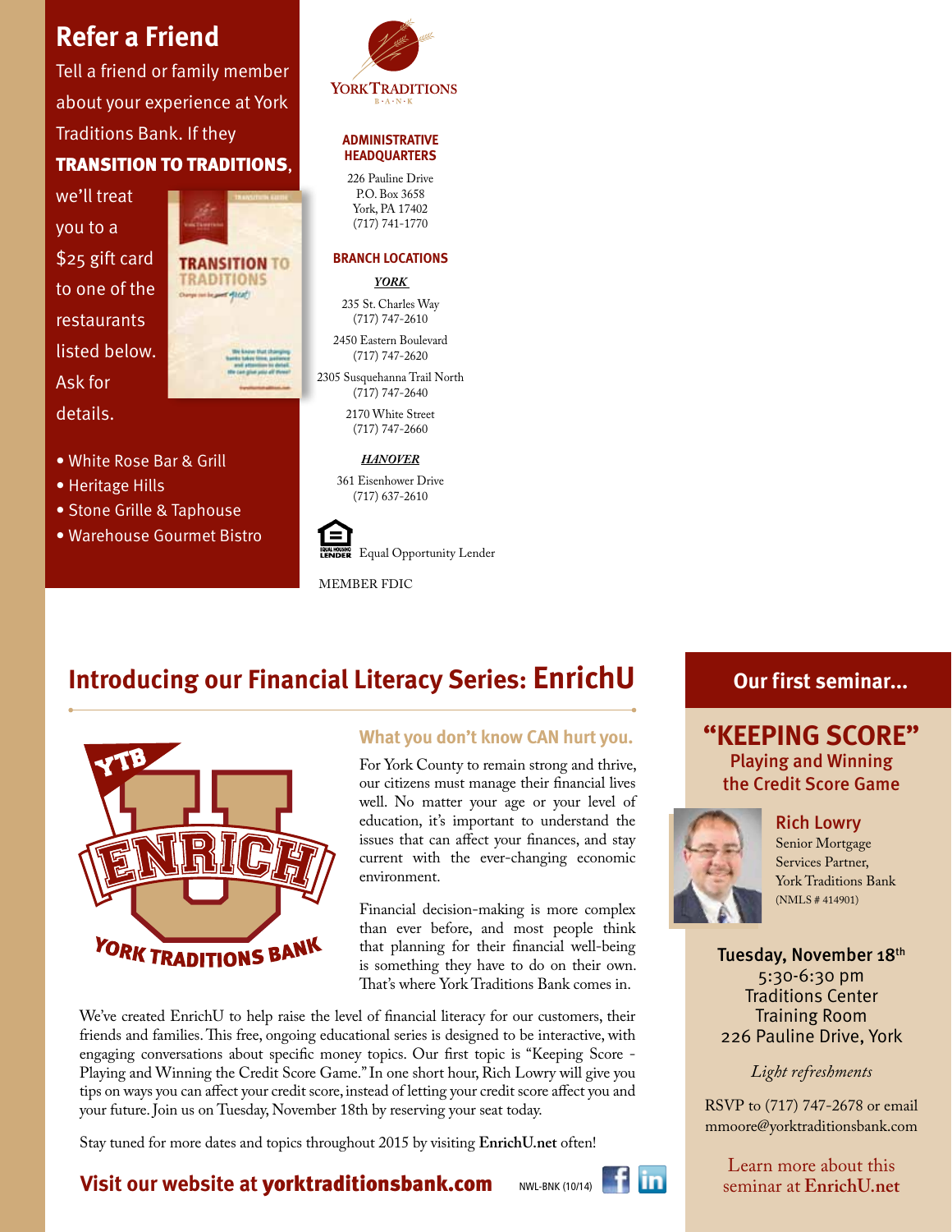## Refer a Friend

Tell a friend or family member about your experience at York Traditions Bank. If they **TRANSITION TO TRADITIONS**, we'll treat you to a $25 gift card to one of the restaurants listed below. Ask for details.

- White Rose Bar & Grill
- Heritage Hills
- Stone Grille & Taphouse
- Warehouse Gourmet Bistro

YORK TRADITIONS B·A·N·K

**ADMINISTRATIVE HEADQUARTERS**

226 Pauline Drive
P.O. Box 3658
York, PA 17402
(717) 741-1770

**BRANCH LOCATIONS**

***YORK***

235 St. Charles Way
(717) 747-2610

2450 Eastern Boulevard
(717) 747-2620

2305 Susquehanna Trail North
(717) 747-2640

2170 White Street
(717) 747-2660

***HANOVER***

361 Eisenhower Drive
(717) 637-2610

Equal Opportunity Lender

MEMBER FDIC

## Introducing our Financial Literacy Series: EnrichU

### What you don't know CAN hurt you.

For York County to remain strong and thrive, our citizens must manage their financial lives well. No matter your age or your level of education, it's important to understand the issues that can affect your finances, and stay current with the ever-changing economic environment.

Financial decision-making is more complex than ever before, and most people think that planning for their financial well-being is something they have to do on their own. That's where York Traditions Bank comes in.

We've created EnrichU to help raise the level of financial literacy for our customers, their friends and families. This free, ongoing educational series is designed to be interactive, with engaging conversations about specific money topics. Our first topic is "Keeping Score - Playing and Winning the Credit Score Game." In one short hour, Rich Lowry will give you tips on ways you can affect your credit score, instead of letting your credit score affect you and your future. Join us on Tuesday, November 18th by reserving your seat today.

Stay tuned for more dates and topics throughout 2015 by visiting **EnrichU.net** often!

**Visit our website at yorktraditionsbank.com**

NWL-BNK (10/14)

### Our first seminar...

## "KEEPING SCORE"

**Playing and Winning the Credit Score Game**

**Rich Lowry**
Senior Mortgage Services Partner, York Traditions Bank
(NMLS # 414901)

**Tuesday, November 18th**
5:30-6:30 pm
Traditions Center Training Room
226 Pauline Drive, York

*Light refreshments*

RSVP to (717) 747-2678 or email mmoore@yorktraditionsbank.com

Learn more about this seminar at **EnrichU.net**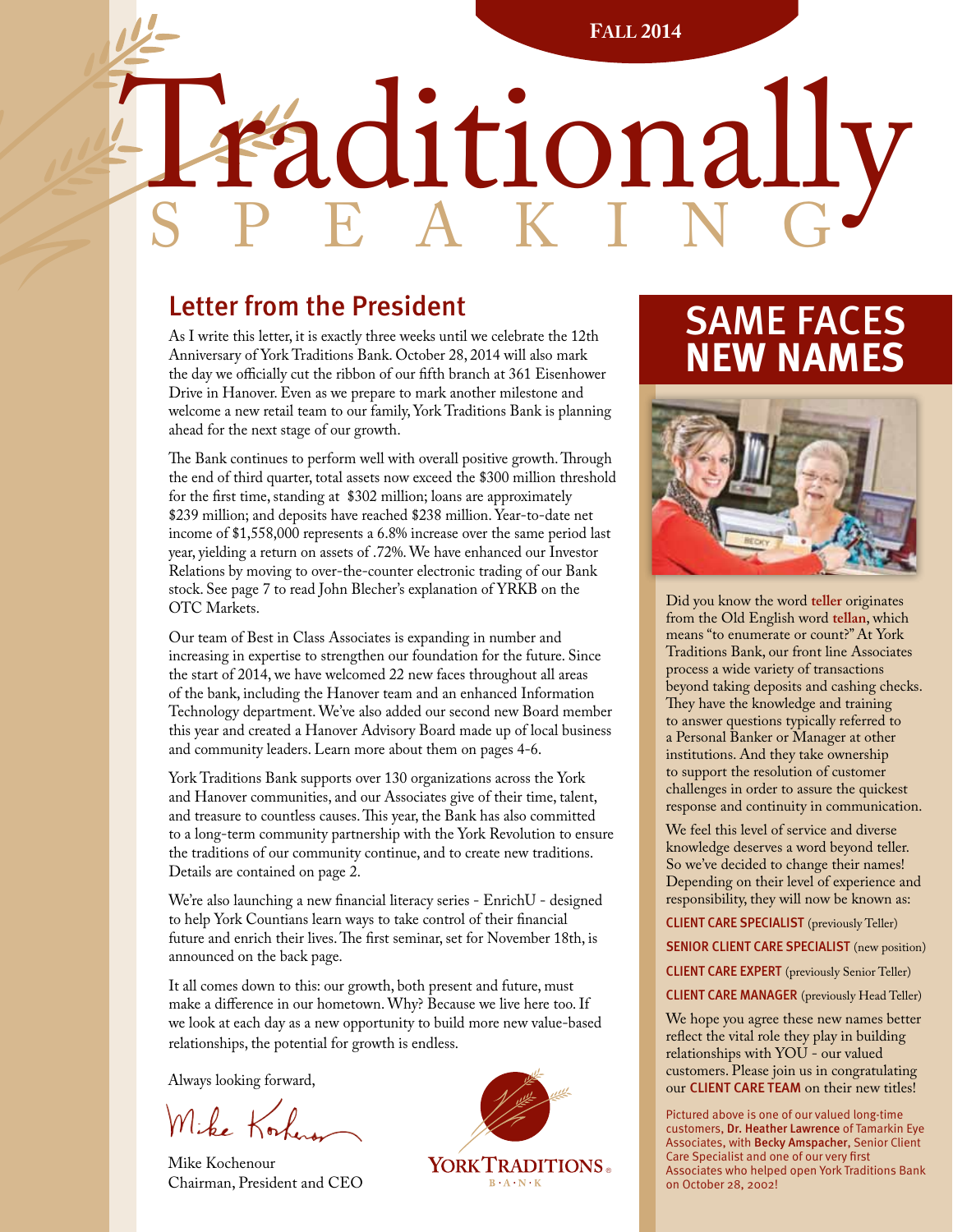FALL 2014

# Traditionally SPEAKING

## Letter from the President

As I write this letter, it is exactly three weeks until we celebrate the 12th Anniversary of York Traditions Bank. October 28, 2014 will also mark the day we officially cut the ribbon of our fifth branch at 361 Eisenhower Drive in Hanover. Even as we prepare to mark another milestone and welcome a new retail team to our family, York Traditions Bank is planning ahead for the next stage of our growth.

The Bank continues to perform well with overall positive growth. Through the end of third quarter, total assets now exceed the $300 million threshold for the first time, standing at $302 million; loans are approximately $239 million; and deposits have reached $238 million. Year-to-date net income of $1,558,000 represents a 6.8% increase over the same period last year, yielding a return on assets of .72%. We have enhanced our Investor Relations by moving to over-the-counter electronic trading of our Bank stock. See page 7 to read John Blecher's explanation of YRKB on the OTC Markets.

Our team of Best in Class Associates is expanding in number and increasing in expertise to strengthen our foundation for the future. Since the start of 2014, we have welcomed 22 new faces throughout all areas of the bank, including the Hanover team and an enhanced Information Technology department. We've also added our second new Board member this year and created a Hanover Advisory Board made up of local business and community leaders. Learn more about them on pages 4-6.

York Traditions Bank supports over 130 organizations across the York and Hanover communities, and our Associates give of their time, talent, and treasure to countless causes. This year, the Bank has also committed to a long-term community partnership with the York Revolution to ensure the traditions of our community continue, and to create new traditions. Details are contained on page 2.

We're also launching a new financial literacy series - EnrichU - designed to help York Countians learn ways to take control of their financial future and enrich their lives. The first seminar, set for November 18th, is announced on the back page.

It all comes down to this: our growth, both present and future, must make a difference in our hometown. Why? Because we live here too. If we look at each day as a new opportunity to build more new value-based relationships, the potential for growth is endless.

Always looking forward,

Mike Kochenour
Chairman, President and CEO

YORK TRADITIONS BANK

## SAME FACES NEW NAMES

Did you know the word **teller** originates from the Old English word **tellan**, which means "to enumerate or count?" At York Traditions Bank, our front line Associates process a wide variety of transactions beyond taking deposits and cashing checks. They have the knowledge and training to answer questions typically referred to a Personal Banker or Manager at other institutions. And they take ownership to support the resolution of customer challenges in order to assure the quickest response and continuity in communication.

We feel this level of service and diverse knowledge deserves a word beyond teller. So we've decided to change their names! Depending on their level of experience and responsibility, they will now be known as:

**CLIENT CARE SPECIALIST** (previously Teller)

**SENIOR CLIENT CARE SPECIALIST** (new position)

**CLIENT CARE EXPERT** (previously Senior Teller)

**CLIENT CARE MANAGER** (previously Head Teller)

We hope you agree these new names better reflect the vital role they play in building relationships with YOU - our valued customers. Please join us in congratulating our **CLIENT CARE TEAM** on their new titles!

Pictured above is one of our valued long-time customers, **Dr. Heather Lawrence** of Tamarkin Eye Associates, with **Becky Amspacher**, Senior Client Care Specialist and one of our very first Associates who helped open York Traditions Bank on October 28, 2002!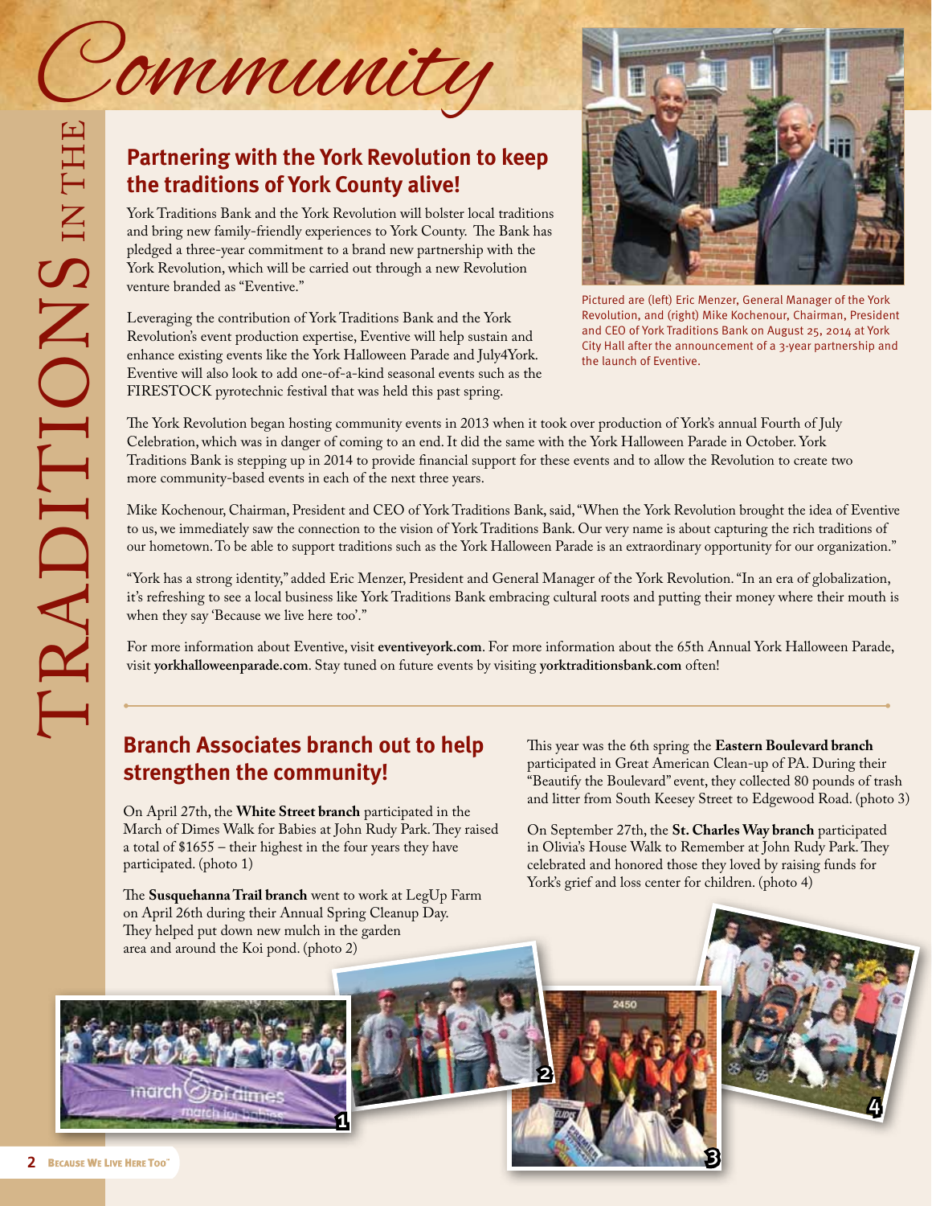# Traditions in the Community

## Partnering with the York Revolution to keep the traditions of York County alive!

York Traditions Bank and the York Revolution will bolster local traditions and bring new family-friendly experiences to York County. The Bank has pledged a three-year commitment to a brand new partnership with the York Revolution, which will be carried out through a new Revolution venture branded as "Eventive."

Leveraging the contribution of York Traditions Bank and the York Revolution's event production expertise, Eventive will help sustain and enhance existing events like the York Halloween Parade and July4York. Eventive will also look to add one-of-a-kind seasonal events such as the FIRESTOCK pyrotechnic festival that was held this past spring.

Pictured are (left) Eric Menzer, General Manager of the York Revolution, and (right) Mike Kochenour, Chairman, President and CEO of York Traditions Bank on August 25, 2014 at York City Hall after the announcement of a 3-year partnership and the launch of Eventive.

The York Revolution began hosting community events in 2013 when it took over production of York's annual Fourth of July Celebration, which was in danger of coming to an end. It did the same with the York Halloween Parade in October. York Traditions Bank is stepping up in 2014 to provide financial support for these events and to allow the Revolution to create two more community-based events in each of the next three years.

Mike Kochenour, Chairman, President and CEO of York Traditions Bank, said, "When the York Revolution brought the idea of Eventive to us, we immediately saw the connection to the vision of York Traditions Bank. Our very name is about capturing the rich traditions of our hometown. To be able to support traditions such as the York Halloween Parade is an extraordinary opportunity for our organization."

"York has a strong identity," added Eric Menzer, President and General Manager of the York Revolution. "In an era of globalization, it's refreshing to see a local business like York Traditions Bank embracing cultural roots and putting their money where their mouth is when they say 'Because we live here too'."

For more information about Eventive, visit **eventiveyork.com**. For more information about the 65th Annual York Halloween Parade, visit **yorkhalloweenparade.com**. Stay tuned on future events by visiting **yorktraditionsbank.com** often!

## Branch Associates branch out to help strengthen the community!

On April 27th, the **White Street branch** participated in the March of Dimes Walk for Babies at John Rudy Park. They raised a total of $1655 – their highest in the four years they have participated. (photo 1)

The **Susquehanna Trail branch** went to work at LegUp Farm on April 26th during their Annual Spring Cleanup Day. They helped put down new mulch in the garden area and around the Koi pond. (photo 2)

This year was the 6th spring the **Eastern Boulevard branch** participated in Great American Clean-up of PA. During their "Beautify the Boulevard" event, they collected 80 pounds of trash and litter from South Keesey Street to Edgewood Road. (photo 3)

On September 27th, the **St. Charles Way branch** participated in Olivia's House Walk to Remember at John Rudy Park. They celebrated and honored those they loved by raising funds for York's grief and loss center for children. (photo 4)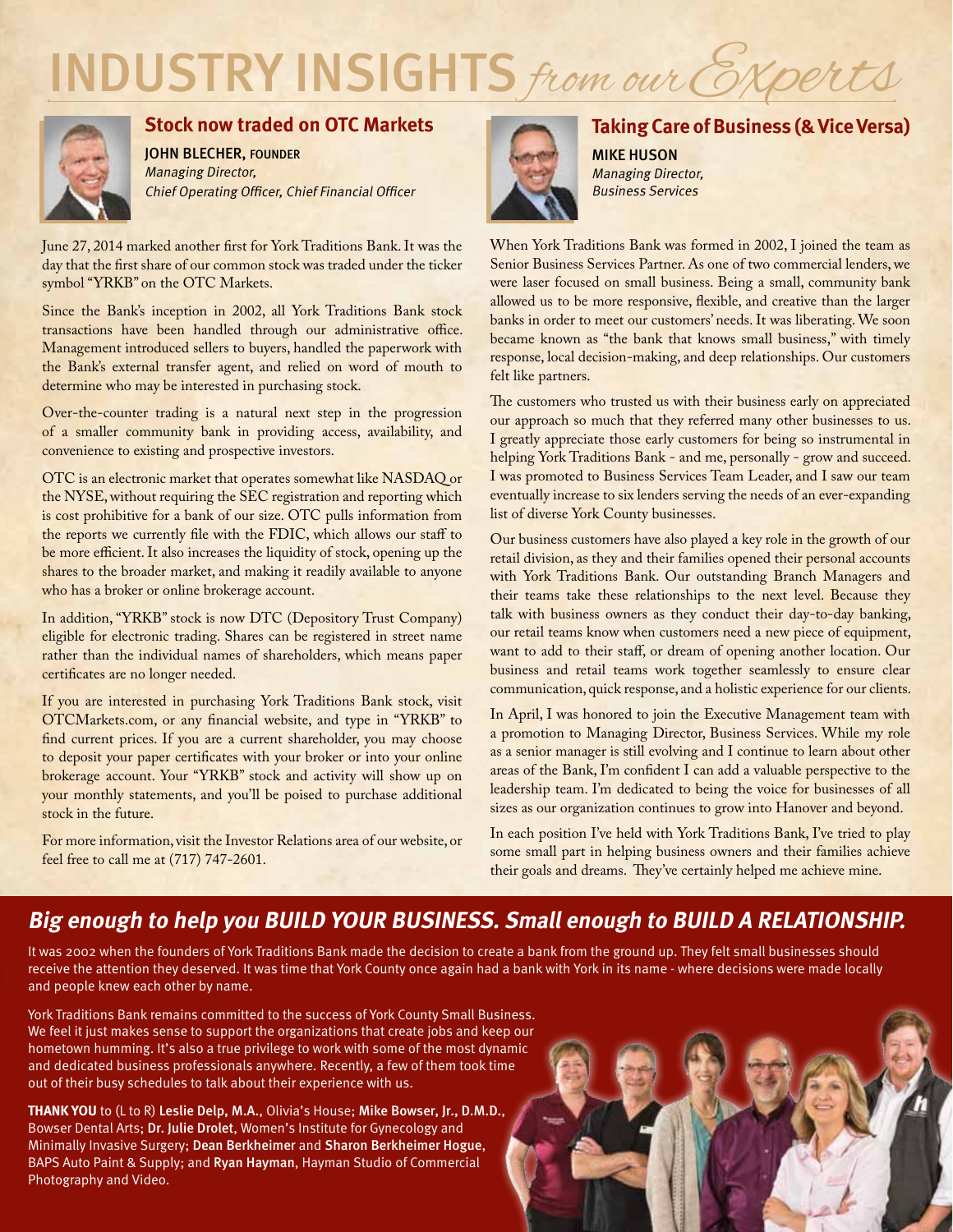# INDUSTRY INSIGHTS *from our Experts*

## Stock now traded on OTC Markets

**JOHN BLECHER, FOUNDER**
*Managing Director,*
*Chief Operating Officer, Chief Financial Officer*

June 27, 2014 marked another first for York Traditions Bank. It was the day that the first share of our common stock was traded under the ticker symbol "YRKB" on the OTC Markets.

Since the Bank's inception in 2002, all York Traditions Bank stock transactions have been handled through our administrative office. Management introduced sellers to buyers, handled the paperwork with the Bank's external transfer agent, and relied on word of mouth to determine who may be interested in purchasing stock.

Over-the-counter trading is a natural next step in the progression of a smaller community bank in providing access, availability, and convenience to existing and prospective investors.

OTC is an electronic market that operates somewhat like NASDAQ or the NYSE, without requiring the SEC registration and reporting which is cost prohibitive for a bank of our size. OTC pulls information from the reports we currently file with the FDIC, which allows our staff to be more efficient. It also increases the liquidity of stock, opening up the shares to the broader market, and making it readily available to anyone who has a broker or online brokerage account.

In addition, "YRKB" stock is now DTC (Depository Trust Company) eligible for electronic trading. Shares can be registered in street name rather than the individual names of shareholders, which means paper certificates are no longer needed.

If you are interested in purchasing York Traditions Bank stock, visit OTCMarkets.com, or any financial website, and type in "YRKB" to find current prices. If you are a current shareholder, you may choose to deposit your paper certificates with your broker or into your online brokerage account. Your "YRKB" stock and activity will show up on your monthly statements, and you'll be poised to purchase additional stock in the future.

For more information, visit the Investor Relations area of our website, or feel free to call me at (717) 747-2601.

## Taking Care of Business (& Vice Versa)

**MIKE HUSON**
*Managing Director,*
*Business Services*

When York Traditions Bank was formed in 2002, I joined the team as Senior Business Services Partner. As one of two commercial lenders, we were laser focused on small business. Being a small, community bank allowed us to be more responsive, flexible, and creative than the larger banks in order to meet our customers' needs. It was liberating. We soon became known as "the bank that knows small business," with timely response, local decision-making, and deep relationships. Our customers felt like partners.

The customers who trusted us with their business early on appreciated our approach so much that they referred many other businesses to us. I greatly appreciate those early customers for being so instrumental in helping York Traditions Bank - and me, personally - grow and succeed. I was promoted to Business Services Team Leader, and I saw our team eventually increase to six lenders serving the needs of an ever-expanding list of diverse York County businesses.

Our business customers have also played a key role in the growth of our retail division, as they and their families opened their personal accounts with York Traditions Bank. Our outstanding Branch Managers and their teams take these relationships to the next level. Because they talk with business owners as they conduct their day-to-day banking, our retail teams know when customers need a new piece of equipment, want to add to their staff, or dream of opening another location. Our business and retail teams work together seamlessly to ensure clear communication, quick response, and a holistic experience for our clients.

In April, I was honored to join the Executive Management team with a promotion to Managing Director, Business Services. While my role as a senior manager is still evolving and I continue to learn about other areas of the Bank, I'm confident I can add a valuable perspective to the leadership team. I'm dedicated to being the voice for businesses of all sizes as our organization continues to grow into Hanover and beyond.

In each position I've held with York Traditions Bank, I've tried to play some small part in helping business owners and their families achieve their goals and dreams. They've certainly helped me achieve mine.

## *Big enough to help you BUILD YOUR BUSINESS. Small enough to BUILD A RELATIONSHIP.*

It was 2002 when the founders of York Traditions Bank made the decision to create a bank from the ground up. They felt small businesses should receive the attention they deserved. It was time that York County once again had a bank with York in its name - where decisions were made locally and people knew each other by name.

York Traditions Bank remains committed to the success of York County Small Business. We feel it just makes sense to support the organizations that create jobs and keep our hometown humming. It's also a true privilege to work with some of the most dynamic and dedicated business professionals anywhere. Recently, a few of them took time out of their busy schedules to talk about their experience with us.

**THANK YOU** to (L to R) **Leslie Delp, M.A.**, Olivia's House; **Mike Bowser, Jr., D.M.D.**, Bowser Dental Arts; **Dr. Julie Drolet**, Women's Institute for Gynecology and Minimally Invasive Surgery; **Dean Berkheimer** and **Sharon Berkheimer Hogue**, BAPS Auto Paint & Supply; and **Ryan Hayman**, Hayman Studio of Commercial Photography and Video.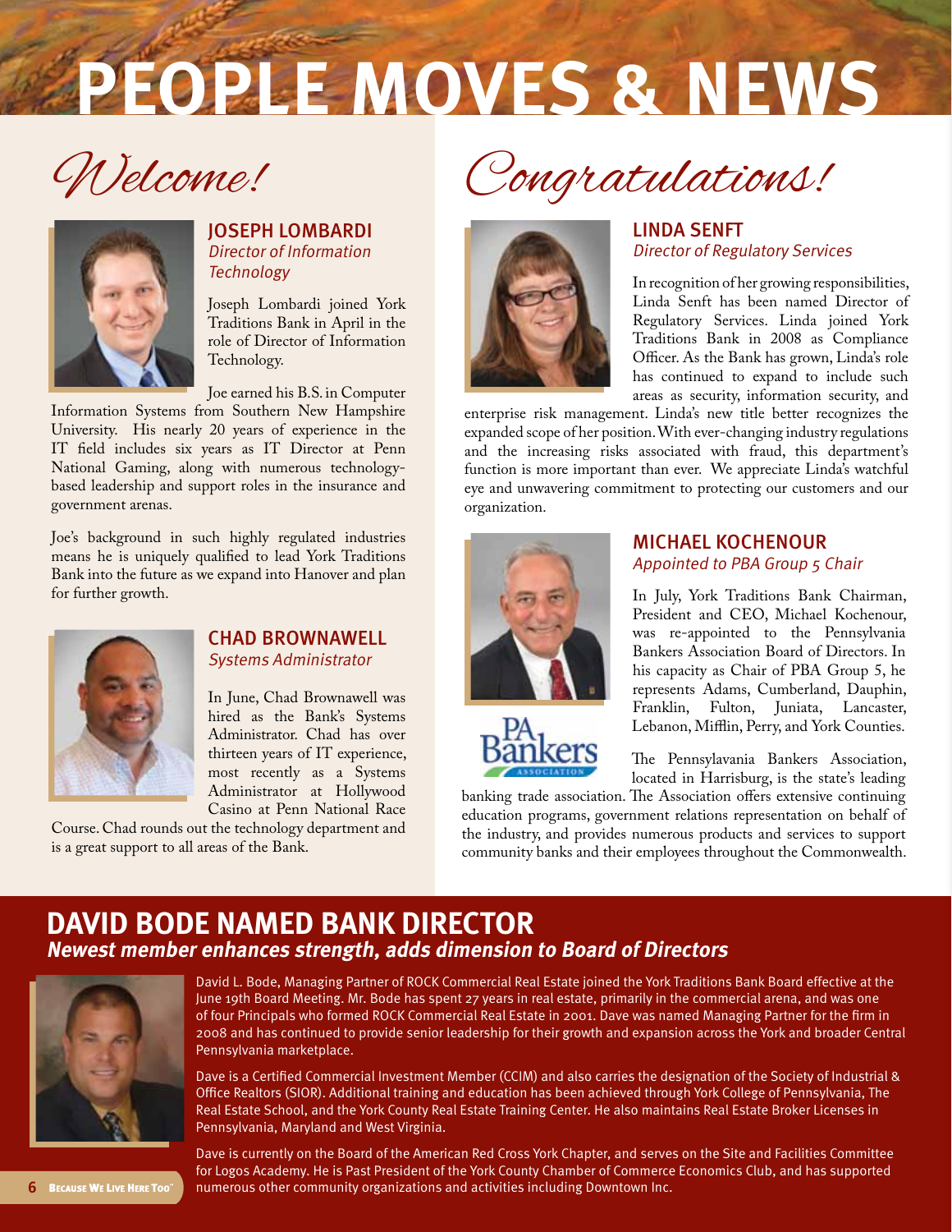# PEOPLE MOVES & NEWS

## Welcome!

### JOSEPH LOMBARDI
*Director of Information Technology*

Joseph Lombardi joined York Traditions Bank in April in the role of Director of Information Technology.

Joe earned his B.S. in Computer Information Systems from Southern New Hampshire University. His nearly 20 years of experience in the IT field includes six years as IT Director at Penn National Gaming, along with numerous technology-based leadership and support roles in the insurance and government arenas.

Joe's background in such highly regulated industries means he is uniquely qualified to lead York Traditions Bank into the future as we expand into Hanover and plan for further growth.

### CHAD BROWNAWELL
*Systems Administrator*

In June, Chad Brownawell was hired as the Bank's Systems Administrator. Chad has over thirteen years of IT experience, most recently as a Systems Administrator at Hollywood Casino at Penn National Race Course. Chad rounds out the technology department and is a great support to all areas of the Bank.

## Congratulations!

### LINDA SENFT
*Director of Regulatory Services*

In recognition of her growing responsibilities, Linda Senft has been named Director of Regulatory Services. Linda joined York Traditions Bank in 2008 as Compliance Officer. As the Bank has grown, Linda's role has continued to expand to include such areas as security, information security, and enterprise risk management. Linda's new title better recognizes the expanded scope of her position. With ever-changing industry regulations and the increasing risks associated with fraud, this department's function is more important than ever. We appreciate Linda's watchful eye and unwavering commitment to protecting our customers and our organization.

### MICHAEL KOCHENOUR
*Appointed to PBA Group 5 Chair*

In July, York Traditions Bank Chairman, President and CEO, Michael Kochenour, was re-appointed to the Pennsylvania Bankers Association Board of Directors. In his capacity as Chair of PBA Group 5, he represents Adams, Cumberland, Dauphin, Franklin, Fulton, Juniata, Lancaster, Lebanon, Mifflin, Perry, and York Counties.

The Pennsylavania Bankers Association, located in Harrisburg, is the state's leading banking trade association. The Association offers extensive continuing education programs, government relations representation on behalf of the industry, and provides numerous products and services to support community banks and their employees throughout the Commonwealth.

## DAVID BODE NAMED BANK DIRECTOR
***Newest member enhances strength, adds dimension to Board of Directors***

David L. Bode, Managing Partner of ROCK Commercial Real Estate joined the York Traditions Bank Board effective at the June 19th Board Meeting. Mr. Bode has spent 27 years in real estate, primarily in the commercial arena, and was one of four Principals who formed ROCK Commercial Real Estate in 2001. Dave was named Managing Partner for the firm in 2008 and has continued to provide senior leadership for their growth and expansion across the York and broader Central Pennsylvania marketplace.

Dave is a Certified Commercial Investment Member (CCIM) and also carries the designation of the Society of Industrial & Office Realtors (SIOR). Additional training and education has been achieved through York College of Pennsylvania, The Real Estate School, and the York County Real Estate Training Center. He also maintains Real Estate Broker Licenses in Pennsylvania, Maryland and West Virginia.

Dave is currently on the Board of the American Red Cross York Chapter, and serves on the Site and Facilities Committee for Logos Academy. He is Past President of the York County Chamber of Commerce Economics Club, and has supported numerous other community organizations and activities including Downtown Inc.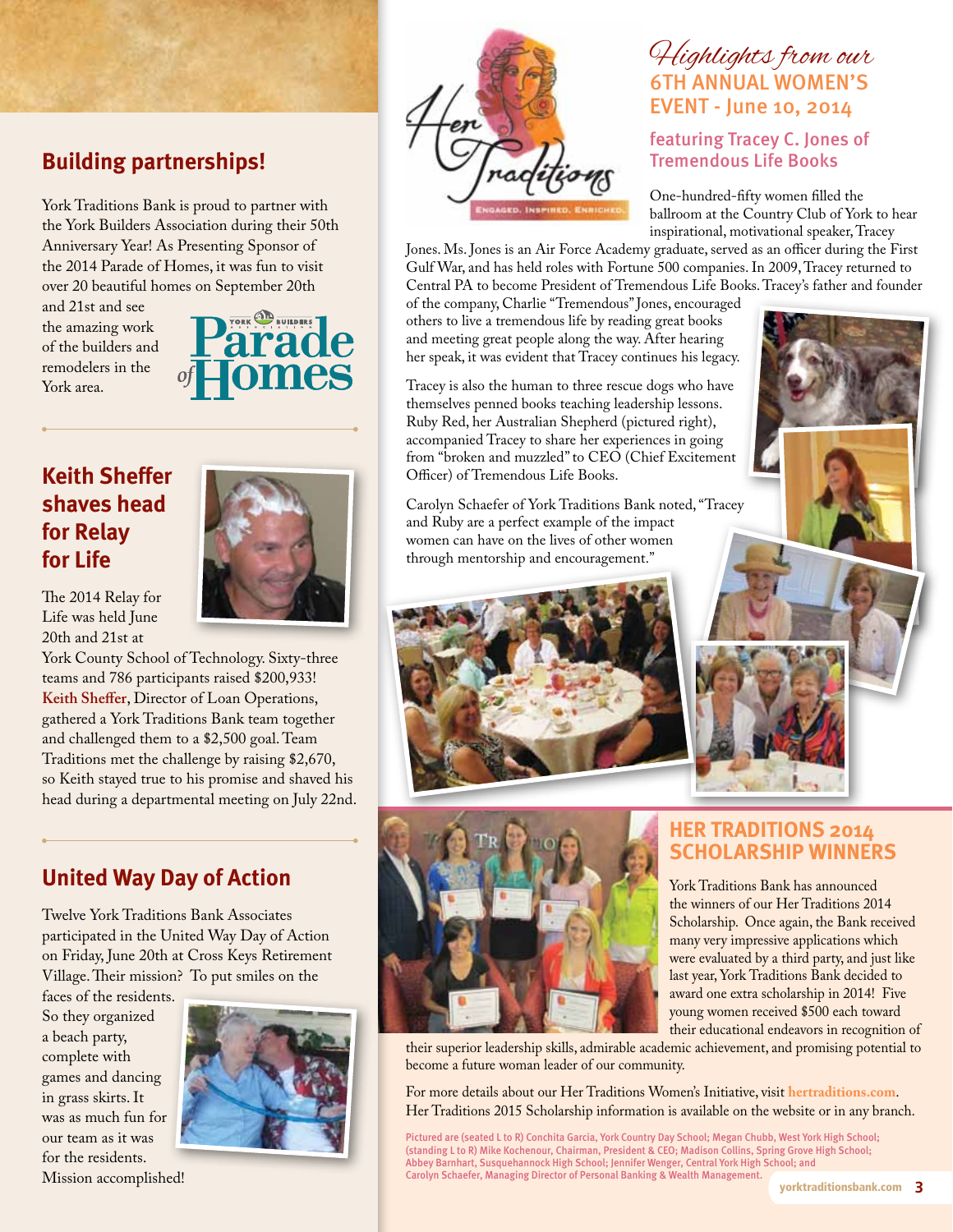## Building partnerships!

York Traditions Bank is proud to partner with the York Builders Association during their 50th Anniversary Year! As Presenting Sponsor of the 2014 Parade of Homes, it was fun to visit over 20 beautiful homes on September 20th and 21st and see the amazing work of the builders and remodelers in the York area.

## Keith Sheffer shaves head for Relay for Life

The 2014 Relay for Life was held June 20th and 21st at York County School of Technology. Sixty-three teams and 786 participants raised $200,933! **Keith Sheffer**, Director of Loan Operations, gathered a York Traditions Bank team together and challenged them to a $2,500 goal. Team Traditions met the challenge by raising $2,670, so Keith stayed true to his promise and shaved his head during a departmental meeting on July 22nd.

## United Way Day of Action

Twelve York Traditions Bank Associates participated in the United Way Day of Action on Friday, June 20th at Cross Keys Retirement Village. Their mission? To put smiles on the faces of the residents. So they organized a beach party, complete with games and dancing in grass skirts. It was as much fun for our team as it was for the residents. Mission accomplished!

## *Highlights from our* 6TH ANNUAL WOMEN'S EVENT - June 10, 2014

### featuring Tracey C. Jones of Tremendous Life Books

One-hundred-fifty women filled the ballroom at the Country Club of York to hear inspirational, motivational speaker, Tracey Jones. Ms. Jones is an Air Force Academy graduate, served as an officer during the First Gulf War, and has held roles with Fortune 500 companies. In 2009, Tracey returned to Central PA to become President of Tremendous Life Books. Tracey's father and founder of the company, Charlie "Tremendous" Jones, encouraged others to live a tremendous life by reading great books and meeting great people along the way. After hearing her speak, it was evident that Tracey continues his legacy.

Tracey is also the human to three rescue dogs who have themselves penned books teaching leadership lessons. Ruby Red, her Australian Shepherd (pictured right), accompanied Tracey to share her experiences in going from "broken and muzzled" to CEO (Chief Excitement Officer) of Tremendous Life Books.

Carolyn Schaefer of York Traditions Bank noted, "Tracey and Ruby are a perfect example of the impact women can have on the lives of other women through mentorship and encouragement."

## HER TRADITIONS 2014 SCHOLARSHIP WINNERS

York Traditions Bank has announced the winners of our Her Traditions 2014 Scholarship. Once again, the Bank received many very impressive applications which were evaluated by a third party, and just like last year, York Traditions Bank decided to award one extra scholarship in 2014! Five young women received $500 each toward their educational endeavors in recognition of their superior leadership skills, admirable academic achievement, and promising potential to become a future woman leader of our community.

For more details about our Her Traditions Women's Initiative, visit **hertraditions.com**. Her Traditions 2015 Scholarship information is available on the website or in any branch.

Pictured are (seated L to R) Conchita Garcia, York Country Day School; Megan Chubb, West York High School; (standing L to R) Mike Kochenour, Chairman, President & CEO; Madison Collins, Spring Grove High School; Abbey Barnhart, Susquehannock High School; Jennifer Wenger, Central York High School; and Carolyn Schaefer, Managing Director of Personal Banking & Wealth Management.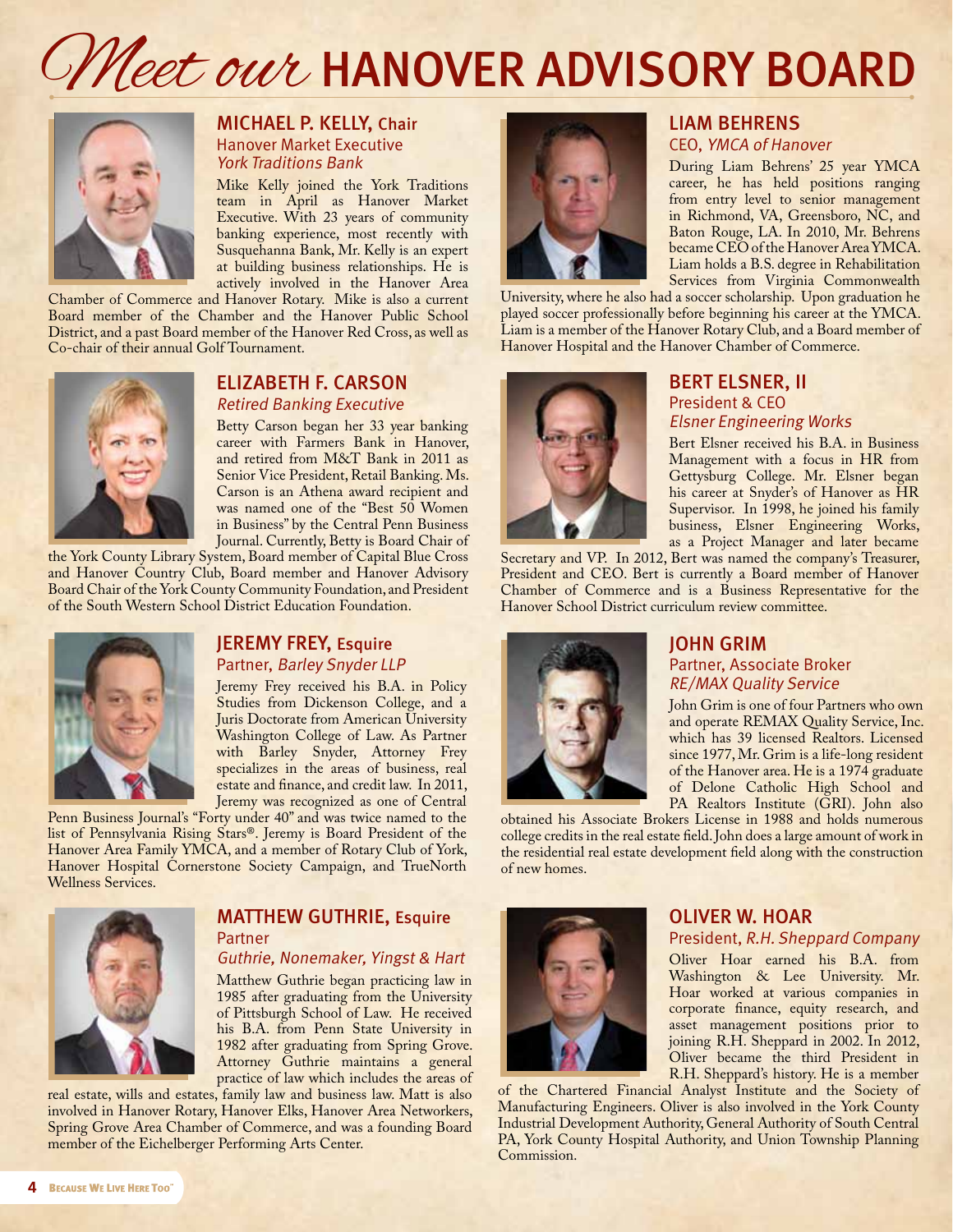# *Meet our* HANOVER ADVISORY BOARD

## MICHAEL P. KELLY, Chair
Hanover Market Executive
*York Traditions Bank*

Mike Kelly joined the York Traditions team in April as Hanover Market Executive. With 23 years of community banking experience, most recently with Susquehanna Bank, Mr. Kelly is an expert at building business relationships. He is actively involved in the Hanover Area Chamber of Commerce and Hanover Rotary. Mike is also a current Board member of the Chamber and the Hanover Public School District, and a past Board member of the Hanover Red Cross, as well as Co-chair of their annual Golf Tournament.

## ELIZABETH F. CARSON
*Retired Banking Executive*

Betty Carson began her 33 year banking career with Farmers Bank in Hanover, and retired from M&T Bank in 2011 as Senior Vice President, Retail Banking. Ms. Carson is an Athena award recipient and was named one of the "Best 50 Women in Business" by the Central Penn Business Journal. Currently, Betty is Board Chair of the York County Library System, Board member of Capital Blue Cross and Hanover Country Club, Board member and Hanover Advisory Board Chair of the York County Community Foundation, and President of the South Western School District Education Foundation.

## JEREMY FREY, Esquire
Partner, *Barley Snyder LLP*

Jeremy Frey received his B.A. in Policy Studies from Dickenson College, and a Juris Doctorate from American University Washington College of Law. As Partner with Barley Snyder, Attorney Frey specializes in the areas of business, real estate and finance, and credit law. In 2011, Jeremy was recognized as one of Central Penn Business Journal's "Forty under 40" and was twice named to the list of Pennsylvania Rising Stars®. Jeremy is Board President of the Hanover Area Family YMCA, and a member of Rotary Club of York, Hanover Hospital Cornerstone Society Campaign, and TrueNorth Wellness Services.

## MATTHEW GUTHRIE, Esquire
Partner
*Guthrie, Nonemaker, Yingst & Hart*

Matthew Guthrie began practicing law in 1985 after graduating from the University of Pittsburgh School of Law. He received his B.A. from Penn State University in 1982 after graduating from Spring Grove. Attorney Guthrie maintains a general practice of law which includes the areas of real estate, wills and estates, family law and business law. Matt is also involved in Hanover Rotary, Hanover Elks, Hanover Area Networkers, Spring Grove Area Chamber of Commerce, and was a founding Board member of the Eichelberger Performing Arts Center.

## LIAM BEHRENS
CEO, *YMCA of Hanover*

During Liam Behrens' 25 year YMCA career, he has held positions ranging from entry level to senior management in Richmond, VA, Greensboro, NC, and Baton Rouge, LA. In 2010, Mr. Behrens became CEO of the Hanover Area YMCA. Liam holds a B.S. degree in Rehabilitation Services from Virginia Commonwealth University, where he also had a soccer scholarship. Upon graduation he played soccer professionally before beginning his career at the YMCA. Liam is a member of the Hanover Rotary Club, and a Board member of Hanover Hospital and the Hanover Chamber of Commerce.

## BERT ELSNER, II
President & CEO
*Elsner Engineering Works*

Bert Elsner received his B.A. in Business Management with a focus in HR from Gettysburg College. Mr. Elsner began his career at Snyder's of Hanover as HR Supervisor. In 1998, he joined his family business, Elsner Engineering Works, as a Project Manager and later became Secretary and VP. In 2012, Bert was named the company's Treasurer, President and CEO. Bert is currently a Board member of Hanover Chamber of Commerce and is a Business Representative for the Hanover School District curriculum review committee.

## JOHN GRIM
Partner, Associate Broker
*RE/MAX Quality Service*

John Grim is one of four Partners who own and operate REMAX Quality Service, Inc. which has 39 licensed Realtors. Licensed since 1977, Mr. Grim is a life-long resident of the Hanover area. He is a 1974 graduate of Delone Catholic High School and PA Realtors Institute (GRI). John also obtained his Associate Brokers License in 1988 and holds numerous college credits in the real estate field. John does a large amount of work in the residential real estate development field along with the construction of new homes.

## OLIVER W. HOAR
President, *R.H. Sheppard Company*

Oliver Hoar earned his B.A. from Washington & Lee University. Mr. Hoar worked at various companies in corporate finance, equity research, and asset management positions prior to joining R.H. Sheppard in 2002. In 2012, Oliver became the third President in R.H. Sheppard's history. He is a member of the Chartered Financial Analyst Institute and the Society of Manufacturing Engineers. Oliver is also involved in the York County Industrial Development Authority, General Authority of South Central PA, York County Hospital Authority, and Union Township Planning Commission.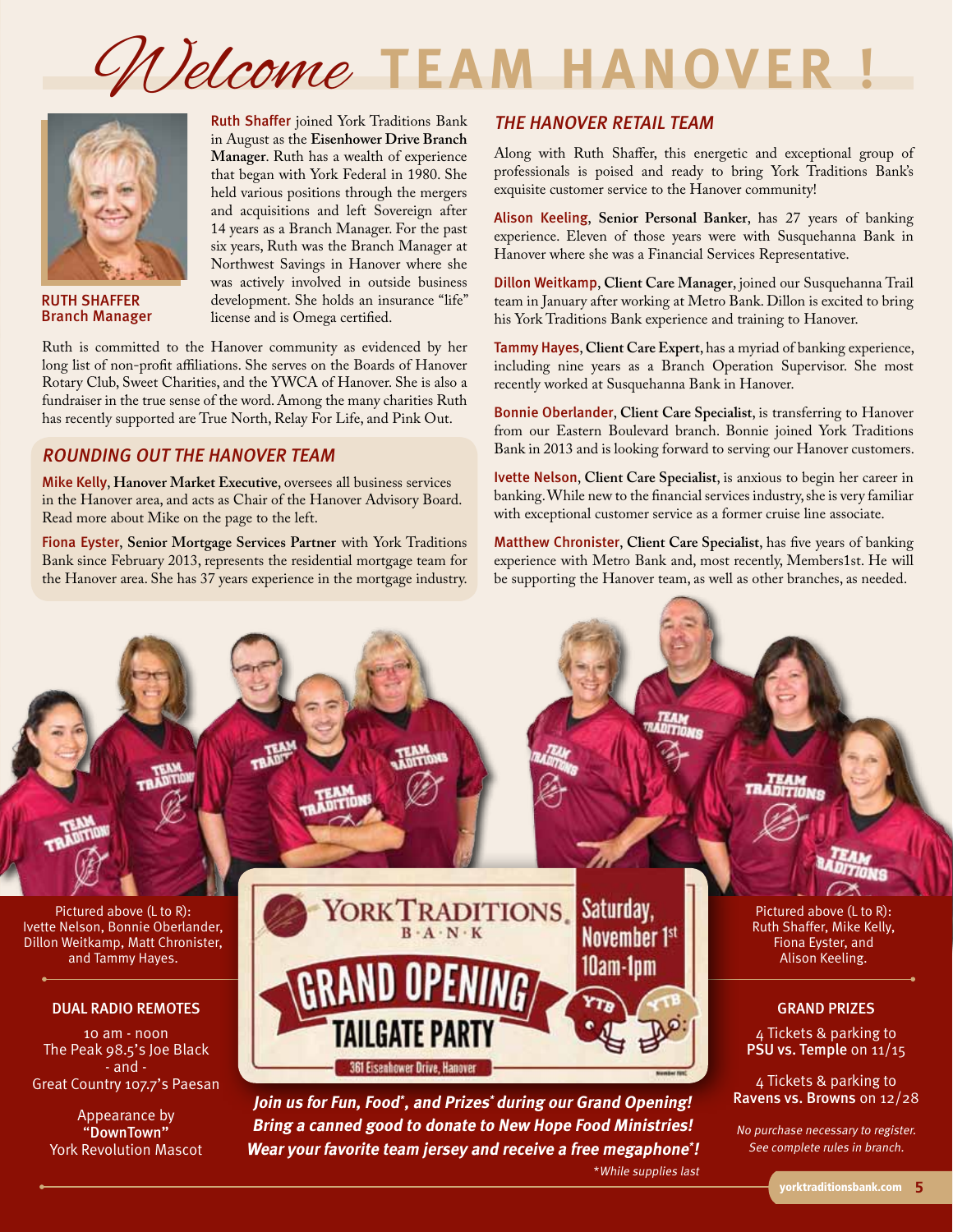# *Welcome* TEAM HANOVER !

RUTH SHAFFER
Branch Manager

Ruth Shaffer joined York Traditions Bank in August as the **Eisenhower Drive Branch Manager**. Ruth has a wealth of experience that began with York Federal in 1980. She held various positions through the mergers and acquisitions and left Sovereign after 14 years as a Branch Manager. For the past six years, Ruth was the Branch Manager at Northwest Savings in Hanover where she was actively involved in outside business development. She holds an insurance "life" license and is Omega certified.

Ruth is committed to the Hanover community as evidenced by her long list of non-profit affiliations. She serves on the Boards of Hanover Rotary Club, Sweet Charities, and the YWCA of Hanover. She is also a fundraiser in the true sense of the word. Among the many charities Ruth has recently supported are True North, Relay For Life, and Pink Out.

## *ROUNDING OUT THE HANOVER TEAM*

Mike Kelly, **Hanover Market Executive**, oversees all business services in the Hanover area, and acts as Chair of the Hanover Advisory Board. Read more about Mike on the page to the left.

Fiona Eyster, **Senior Mortgage Services Partner** with York Traditions Bank since February 2013, represents the residential mortgage team for the Hanover area. She has 37 years experience in the mortgage industry.

## *THE HANOVER RETAIL TEAM*

Along with Ruth Shaffer, this energetic and exceptional group of professionals is poised and ready to bring York Traditions Bank's exquisite customer service to the Hanover community!

Alison Keeling, **Senior Personal Banker**, has 27 years of banking experience. Eleven of those years were with Susquehanna Bank in Hanover where she was a Financial Services Representative.

Dillon Weitkamp, **Client Care Manager**, joined our Susquehanna Trail team in January after working at Metro Bank. Dillon is excited to bring his York Traditions Bank experience and training to Hanover.

Tammy Hayes, **Client Care Expert**, has a myriad of banking experience, including nine years as a Branch Operation Supervisor. She most recently worked at Susquehanna Bank in Hanover.

Bonnie Oberlander, **Client Care Specialist**, is transferring to Hanover from our Eastern Boulevard branch. Bonnie joined York Traditions Bank in 2013 and is looking forward to serving our Hanover customers.

Ivette Nelson, **Client Care Specialist**, is anxious to begin her career in banking. While new to the financial services industry, she is very familiar with exceptional customer service as a former cruise line associate.

Matthew Chronister, **Client Care Specialist**, has five years of banking experience with Metro Bank and, most recently, Members1st. He will be supporting the Hanover team, as well as other branches, as needed.

Pictured above (L to R): Ivette Nelson, Bonnie Oberlander, Dillon Weitkamp, Matt Chronister, and Tammy Hayes.

Pictured above (L to R): Ruth Shaffer, Mike Kelly, Fiona Eyster, and Alison Keeling.

### DUAL RADIO REMOTES

10 am - noon
The Peak 98.5's Joe Black
- and -
Great Country 107.7's Paesan

Appearance by
**"DownTown"**
York Revolution Mascot

YORK TRADITIONS B·A·N·K

**GRAND OPENING TAILGATE PARTY**

361 Eisenhower Drive, Hanover

Saturday, November 1st
10am-1pm

***Join us for Fun, Food\*, and Prizes\* during our Grand Opening!***
***Bring a canned good to donate to New Hope Food Ministries!***
***Wear your favorite team jersey and receive a free megaphone\*!***

*\*While supplies last*

### GRAND PRIZES

4 Tickets & parking to
**PSU vs. Temple** on 11/15

4 Tickets & parking to
**Ravens vs. Browns** on 12/28

*No purchase necessary to register.*
*See complete rules in branch.*

yorktraditionsbank.com